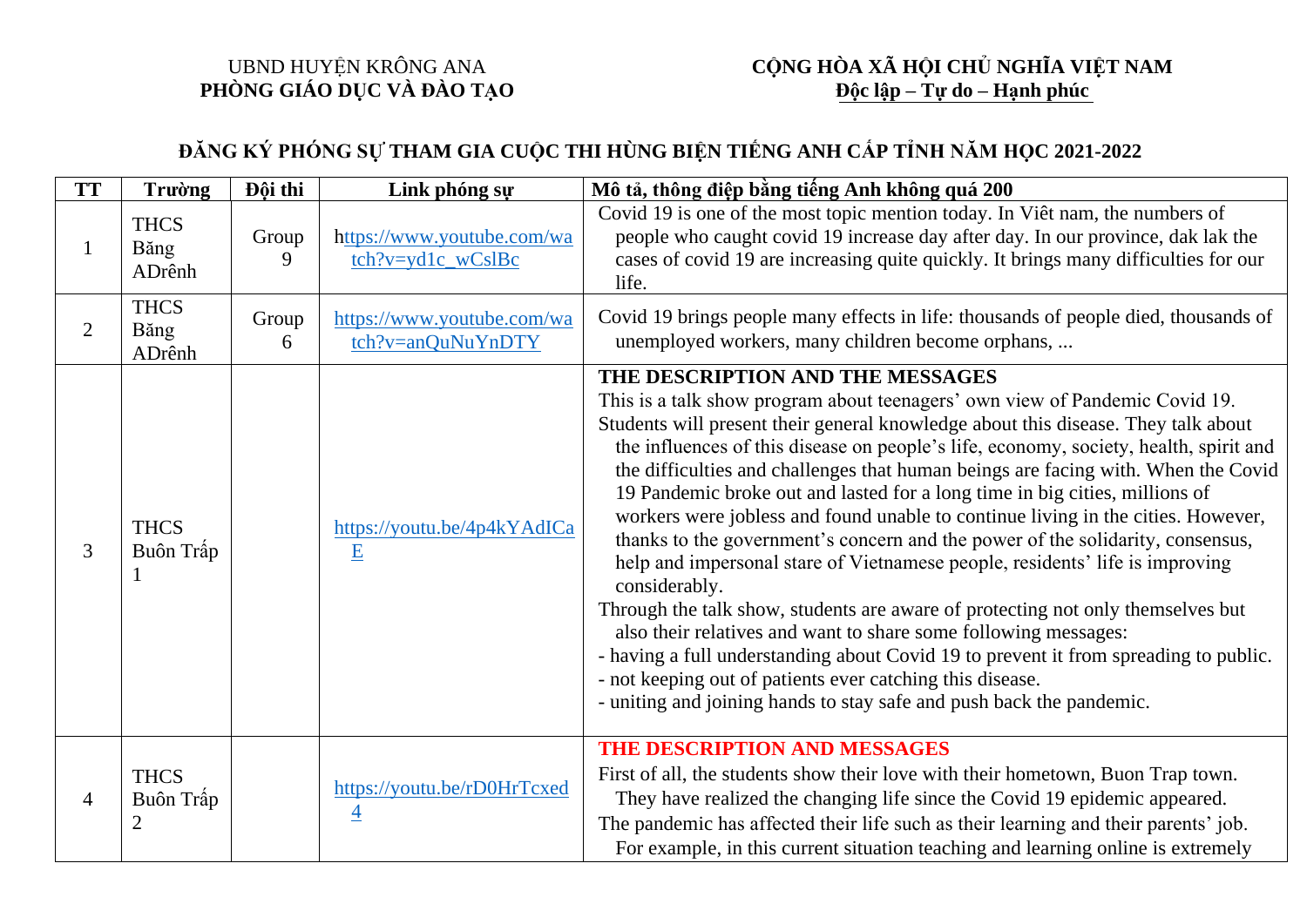UBND HUYỆN KRÔNG ANA
**PHÒNG GIÁO DỤC VÀ ĐÀO TẠO**

**CỘNG HÒA XÃ HỘI CHỦ NGHĨA VIỆT NAM**
**Độc lập – Tự do – Hạnh phúc**

**ĐĂNG KÝ PHÓNG SỰ THAM GIA CUỘC THI HÙNG BIỆN TIẾNG ANH CẤP TỈNH NĂM HỌC 2021-2022**

| TT | Trường | Đội thi | Link phóng sự | Mô tả, thông điệp bằng tiếng Anh không quá 200 |
|---|---|---|---|---|
| 1 | THCS Băng ADrênh | Group 9 | https://www.youtube.com/watch?v=yd1c_wCslBc | Covid 19 is one of the most topic mention today. In Viêt nam, the numbers of people who caught covid 19 increase day after day. In our province, dak lak the cases of covid 19 are increasing quite quickly. It brings many difficulties for our life. |
| 2 | THCS Băng ADrênh | Group 6 | https://www.youtube.com/watch?v=anQuNuYnDTY | Covid 19 brings people many effects in life: thousands of people died, thousands of unemployed workers, many children become orphans, ... |
| 3 | THCS Buôn Trấp 1 | | https://youtu.be/4p4kYAdICaE | **THE DESCRIPTION AND THE MESSAGES**<br>This is a talk show program about teenagers' own view of Pandemic Covid 19. Students will present their general knowledge about this disease. They talk about the influences of this disease on people's life, economy, society, health, spirit and the difficulties and challenges that human beings are facing with. When the Covid 19 Pandemic broke out and lasted for a long time in big cities, millions of workers were jobless and found unable to continue living in the cities. However, thanks to the government's concern and the power of the solidarity, consensus, help and impersonal stare of Vietnamese people, residents' life is improving considerably.<br>Through the talk show, students are aware of protecting not only themselves but also their relatives and want to share some following messages:<br>- having a full understanding about Covid 19 to prevent it from spreading to public.<br>- not keeping out of patients ever catching this disease.<br>- uniting and joining hands to stay safe and push back the pandemic. |
| 4 | THCS Buôn Trấp 2 | | https://youtu.be/rD0HrTcxed4 | **THE DESCRIPTION AND MESSAGES**<br>First of all, the students show their love with their hometown, Buon Trap town. They have realized the changing life since the Covid 19 epidemic appeared.<br>The pandemic has affected their life such as their learning and their parents' job. For example, in this current situation teaching and learning online is extremely |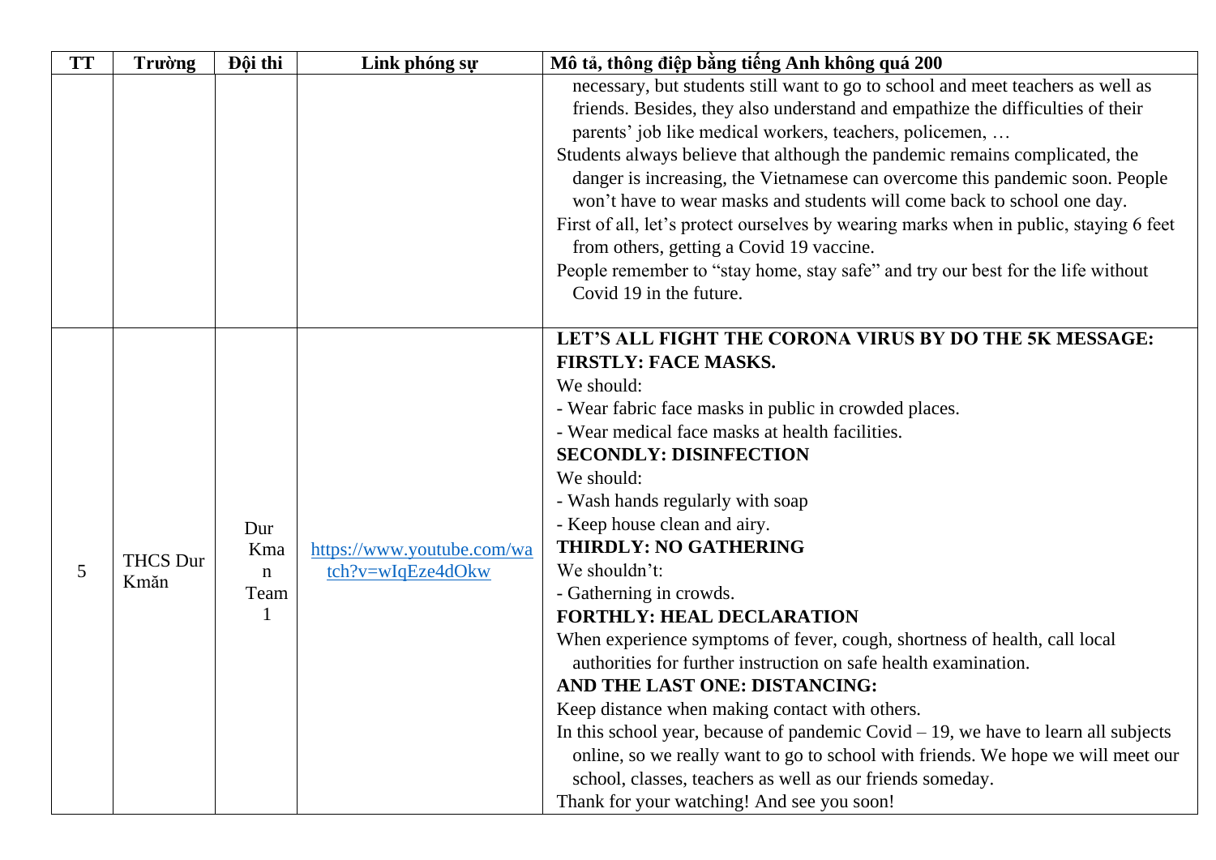| TT | Trường | Đội thi | Link phóng sự | Mô tả, thông điệp bằng tiếng Anh không quá 200 |
|---|---|---|---|---|
| | | | | necessary, but students still want to go to school and meet teachers as well as friends. Besides, they also understand and empathize the difficulties of their parents' job like medical workers, teachers, policemen, …<br>Students always believe that although the pandemic remains complicated, the danger is increasing, the Vietnamese can overcome this pandemic soon. People won't have to wear masks and students will come back to school one day.<br>First of all, let's protect ourselves by wearing marks when in public, staying 6 feet from others, getting a Covid 19 vaccine.<br>People remember to "stay home, stay safe" and try our best for the life without Covid 19 in the future. |
| 5 | THCS Dur Kmăn | Dur Kman Team 1 | https://www.youtube.com/watch?v=wIqEze4dOkw | **LET'S ALL FIGHT THE CORONA VIRUS BY DO THE 5K MESSAGE:**<br>**FIRSTLY: FACE MASKS.**<br>We should:<br>- Wear fabric face masks in public in crowded places.<br>- Wear medical face masks at health facilities.<br>**SECONDLY: DISINFECTION**<br>We should:<br>- Wash hands regularly with soap<br>- Keep house clean and airy.<br>**THIRDLY: NO GATHERING**<br>We shouldn't:<br>- Gatherning in crowds.<br>**FORTHLY: HEAL DECLARATION**<br>When experience symptoms of fever, cough, shortness of health, call local authorities for further instruction on safe health examination.<br>**AND THE LAST ONE: DISTANCING:**<br>Keep distance when making contact with others.<br>In this school year, because of pandemic Covid – 19, we have to learn all subjects online, so we really want to go to school with friends. We hope we will meet our school, classes, teachers as well as our friends someday.<br>Thank for your watching! And see you soon! |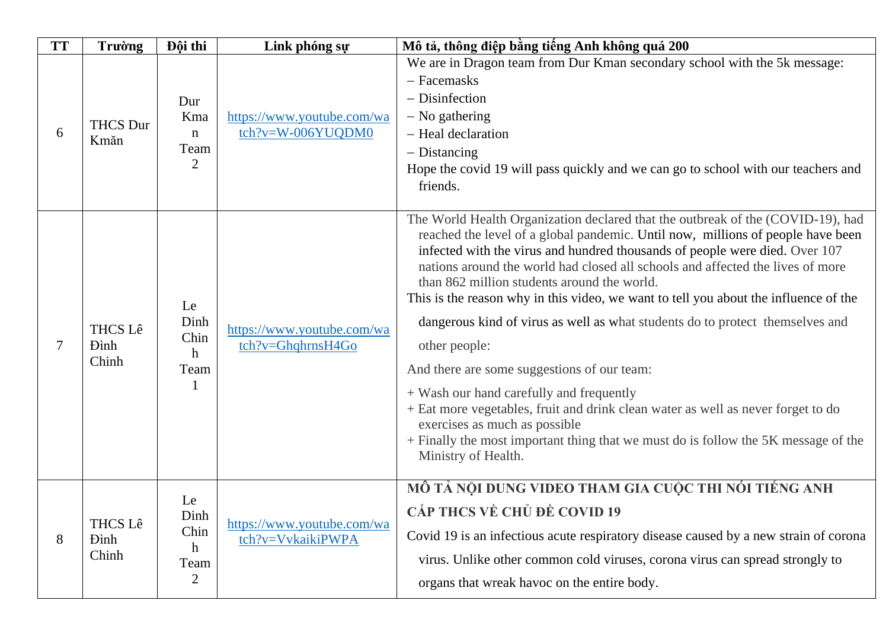| TT | Trường | Đội thi | Link phóng sự | Mô tả, thông điệp bằng tiếng Anh không quá 200 |
|---|---|---|---|---|
| 6 | THCS Dur Kmăn | Dur Kman Team 2 | https://www.youtube.com/watch?v=W-006YUQDM0 | We are in Dragon team from Dur Kman secondary school with the 5k message:<br>– Facemasks<br>– Disinfection<br>– No gathering<br>– Heal declaration<br>– Distancing<br>Hope the covid 19 will pass quickly and we can go to school with our teachers and friends. |
| 7 | THCS Lê Đình Chinh | Le Dinh Chinh Team 1 | https://www.youtube.com/watch?v=GhqhrnsH4Go | The World Health Organization declared that the outbreak of the (COVID-19), had reached the level of a global pandemic. Until now, millions of people have been infected with the virus and hundred thousands of people were died. Over 107 nations around the world had closed all schools and affected the lives of more than 862 million students around the world.<br>This is the reason why in this video, we want to tell you about the influence of the dangerous kind of virus as well as what students do to protect themselves and other people:<br>And there are some suggestions of our team:<br>+ Wash our hand carefully and frequently<br>+ Eat more vegetables, fruit and drink clean water as well as never forget to do exercises as much as possible<br>+ Finally the most important thing that we must do is follow the 5K message of the Ministry of Health. |
| 8 | THCS Lê Đình Chinh | Le Dinh Chinh Team 2 | https://www.youtube.com/watch?v=VvkaikiPWPA | **MÔ TẢ NỘI DUNG VIDEO THAM GIA CUỘC THI NÓI TIẾNG ANH CẤP THCS VỀ CHỦ ĐỀ COVID 19**<br>Covid 19 is an infectious acute respiratory disease caused by a new strain of corona virus. Unlike other common cold viruses, corona virus can spread strongly to organs that wreak havoc on the entire body. |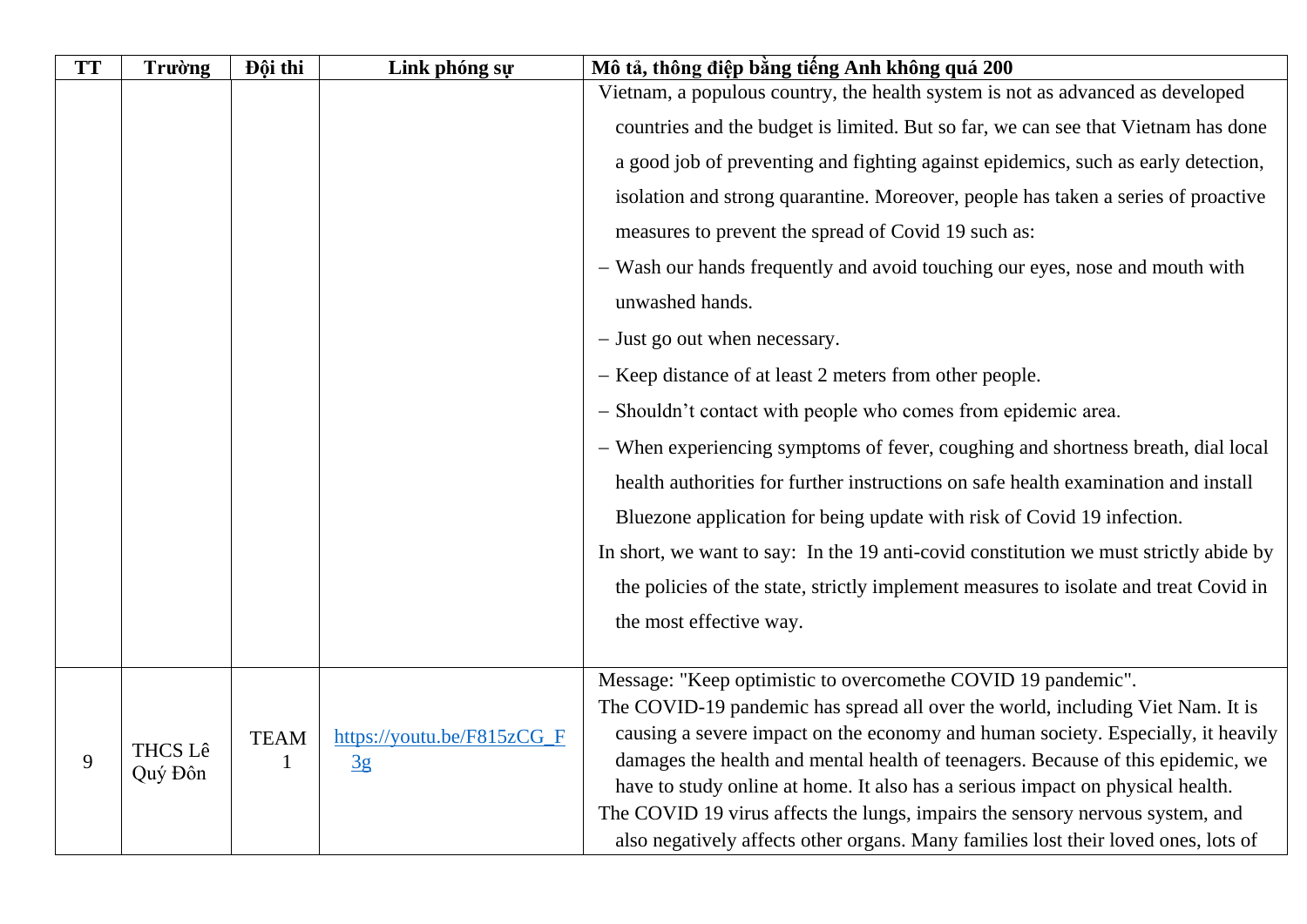| TT | Trường | Đội thi | Link phóng sự | Mô tả, thông điệp bằng tiếng Anh không quá 200 |
|---|---|---|---|---|
| | | | | Vietnam, a populous country, the health system is not as advanced as developed countries and the budget is limited. But so far, we can see that Vietnam has done a good job of preventing and fighting against epidemics, such as early detection, isolation and strong quarantine. Moreover, people has taken a series of proactive measures to prevent the spread of Covid 19 such as:<br>– Wash our hands frequently and avoid touching our eyes, nose and mouth with unwashed hands.<br>– Just go out when necessary.<br>– Keep distance of at least 2 meters from other people.<br>– Shouldn't contact with people who comes from epidemic area.<br>– When experiencing symptoms of fever, coughing and shortness breath, dial local health authorities for further instructions on safe health examination and install Bluezone application for being update with risk of Covid 19 infection.<br>In short, we want to say: In the 19 anti-covid constitution we must strictly abide by the policies of the state, strictly implement measures to isolate and treat Covid in the most effective way. |
| 9 | THCS Lê Quý Đôn | TEAM 1 | https://youtu.be/F815zCG_F3g | Message: "Keep optimistic to overcomethe COVID 19 pandemic".<br>The COVID-19 pandemic has spread all over the world, including Viet Nam. It is causing a severe impact on the economy and human society. Especially, it heavily damages the health and mental health of teenagers. Because of this epidemic, we have to study online at home. It also has a serious impact on physical health.<br>The COVID 19 virus affects the lungs, impairs the sensory nervous system, and also negatively affects other organs. Many families lost their loved ones, lots of |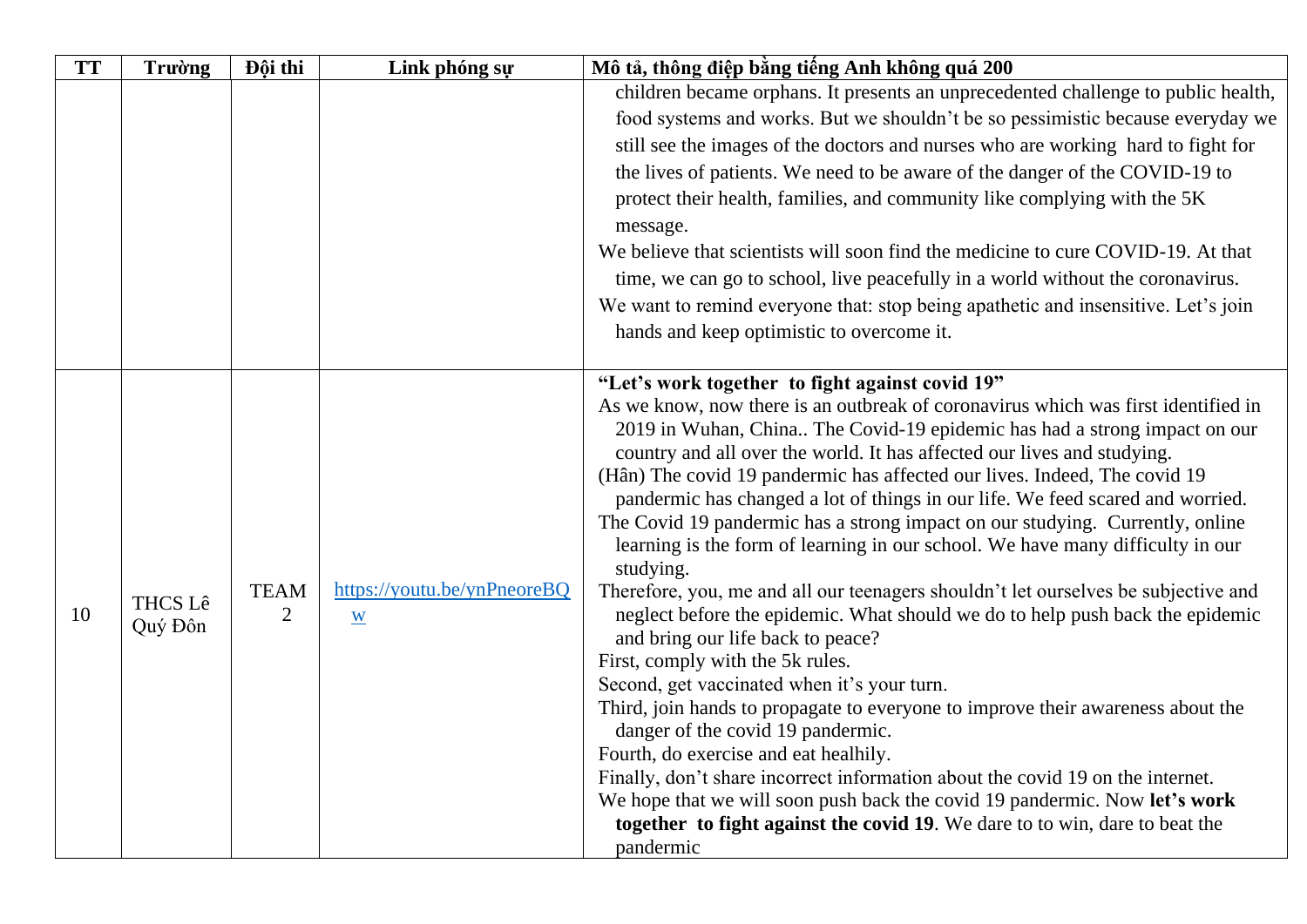| TT | Trường | Đội thi | Link phóng sự | Mô tả, thông điệp bằng tiếng Anh không quá 200 |
|---|---|---|---|---|
| | | | | children became orphans. It presents an unprecedented challenge to public health, food systems and works. But we shouldn't be so pessimistic because everyday we still see the images of the doctors and nurses who are working hard to fight for the lives of patients. We need to be aware of the danger of the COVID-19 to protect their health, families, and community like complying with the 5K message.<br>We believe that scientists will soon find the medicine to cure COVID-19. At that time, we can go to school, live peacefully in a world without the coronavirus.<br>We want to remind everyone that: stop being apathetic and insensitive. Let's join hands and keep optimistic to overcome it. |
| 10 | THCS Lê Quý Đôn | TEAM 2 | https://youtu.be/ynPneoreBQw | **"Let's work together to fight against covid 19"**<br>As we know, now there is an outbreak of coronavirus which was first identified in 2019 in Wuhan, China.. The Covid-19 epidemic has had a strong impact on our country and all over the world. It has affected our lives and studying.<br>(Hân) The covid 19 pandermic has affected our lives. Indeed, The covid 19 pandermic has changed a lot of things in our life. We feed scared and worried.<br>The Covid 19 pandermic has a strong impact on our studying. Currently, online learning is the form of learning in our school. We have many difficulty in our studying.<br>Therefore, you, me and all our teenagers shouldn't let ourselves be subjective and neglect before the epidemic. What should we do to help push back the epidemic and bring our life back to peace?<br>First, comply with the 5k rules.<br>Second, get vaccinated when it's your turn.<br>Third, join hands to propagate to everyone to improve their awareness about the danger of the covid 19 pandermic.<br>Fourth, do exercise and eat healhily.<br>Finally, don't share incorrect information about the covid 19 on the internet.<br>We hope that we will soon push back the covid 19 pandermic. Now **let's work together to fight against the covid 19**. We dare to to win, dare to beat the pandermic |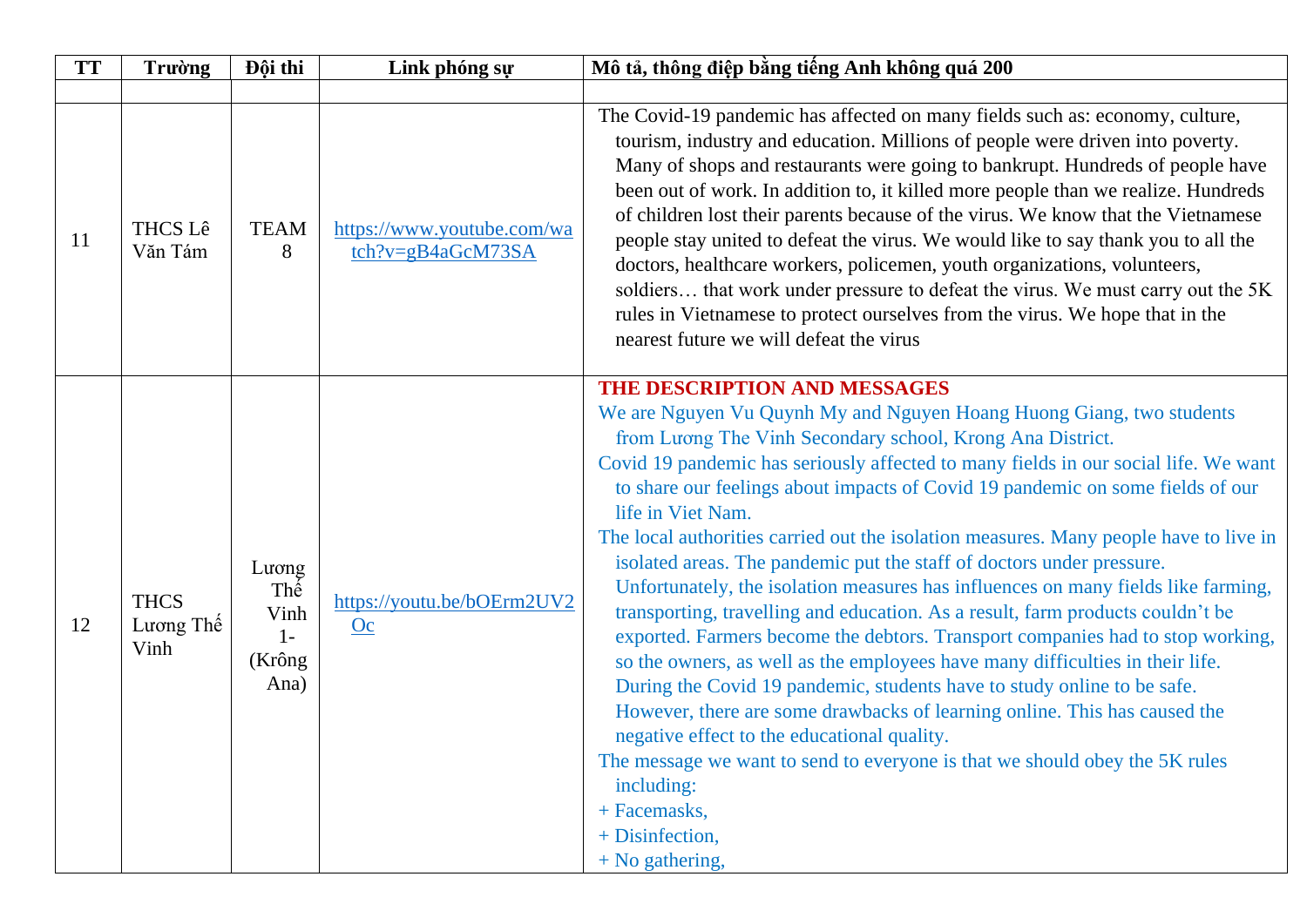| TT | Trường | Đội thi | Link phóng sự | Mô tả, thông điệp bằng tiếng Anh không quá 200 |
|---|---|---|---|---|
| | | | | |
| 11 | THCS Lê Văn Tám | TEAM 8 | https://www.youtube.com/watch?v=gB4aGcM73SA | The Covid-19 pandemic has affected on many fields such as: economy, culture, tourism, industry and education. Millions of people were driven into poverty. Many of shops and restaurants were going to bankrupt. Hundreds of people have been out of work. In addition to, it killed more people than we realize. Hundreds of children lost their parents because of the virus. We know that the Vietnamese people stay united to defeat the virus. We would like to say thank you to all the doctors, healthcare workers, policemen, youth organizations, volunteers, soldiers… that work under pressure to defeat the virus. We must carry out the 5K rules in Vietnamese to protect ourselves from the virus. We hope that in the nearest future we will defeat the virus |
| 12 | THCS Lương Thế Vinh | Lương Thế Vinh 1- (Krông Ana) | https://youtu.be/bOErm2UV2Oc | **THE DESCRIPTION AND MESSAGES**<br>We are Nguyen Vu Quynh My and Nguyen Hoang Huong Giang, two students from Lương The Vinh Secondary school, Krong Ana District.<br>Covid 19 pandemic has seriously affected to many fields in our social life. We want to share our feelings about impacts of Covid 19 pandemic on some fields of our life in Viet Nam.<br>The local authorities carried out the isolation measures. Many people have to live in isolated areas. The pandemic put the staff of doctors under pressure. Unfortunately, the isolation measures has influences on many fields like farming, transporting, travelling and education. As a result, farm products couldn't be exported. Farmers become the debtors. Transport companies had to stop working, so the owners, as well as the employees have many difficulties in their life. During the Covid 19 pandemic, students have to study online to be safe. However, there are some drawbacks of learning online. This has caused the negative effect to the educational quality.<br>The message we want to send to everyone is that we should obey the 5K rules including:<br>+ Facemasks,<br>+ Disinfection,<br>+ No gathering, |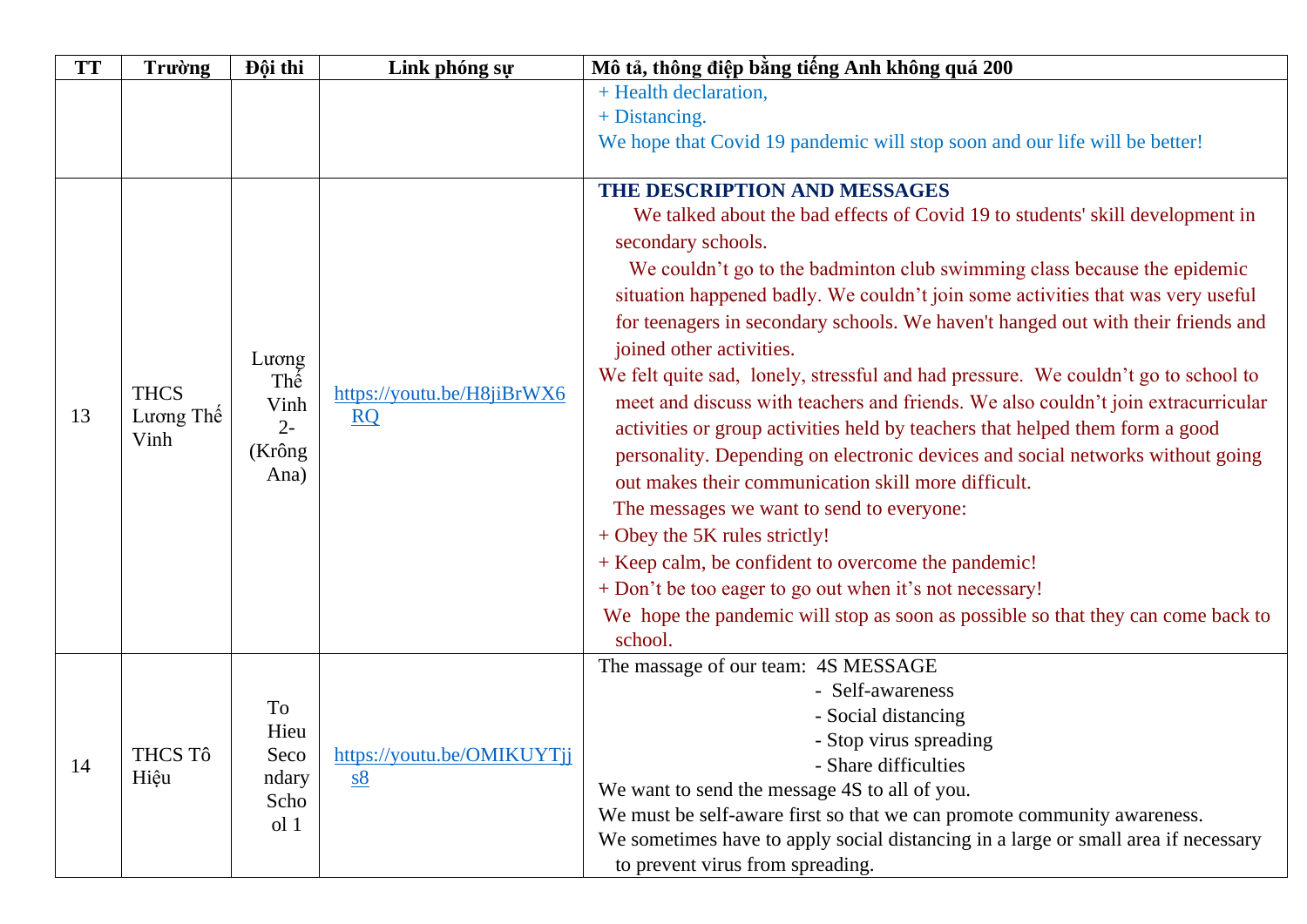| TT | Trường | Đội thi | Link phóng sự | Mô tả, thông điệp bằng tiếng Anh không quá 200 |
|---|---|---|---|---|
| | | | | + Health declaration,<br>+ Distancing.<br>We hope that Covid 19 pandemic will stop soon and our life will be better! |
| 13 | THCS Lương Thế Vinh | Lương Thế Vinh 2-(Krông Ana) | https://youtu.be/H8jiBrWX6RQ | **THE DESCRIPTION AND MESSAGES**<br>We talked about the bad effects of Covid 19 to students' skill development in secondary schools.<br>We couldn't go to the badminton club swimming class because the epidemic situation happened badly. We couldn't join some activities that was very useful for teenagers in secondary schools. We haven't hanged out with their friends and joined other activities.<br>We felt quite sad, lonely, stressful and had pressure. We couldn't go to school to meet and discuss with teachers and friends. We also couldn't join extracurricular activities or group activities held by teachers that helped them form a good personality. Depending on electronic devices and social networks without going out makes their communication skill more difficult.<br>The messages we want to send to everyone:<br>+ Obey the 5K rules strictly!<br>+ Keep calm, be confident to overcome the pandemic!<br>+ Don't be too eager to go out when it's not necessary!<br>We hope the pandemic will stop as soon as possible so that they can come back to school. |
| 14 | THCS Tô Hiệu | To Hieu Secondary School 1 | https://youtu.be/OMIKUYTjjs8 | The massage of our team: 4S MESSAGE<br>- Self-awareness<br>- Social distancing<br>- Stop virus spreading<br>- Share difficulties<br>We want to send the message 4S to all of you.<br>We must be self-aware first so that we can promote community awareness.<br>We sometimes have to apply social distancing in a large or small area if necessary to prevent virus from spreading. |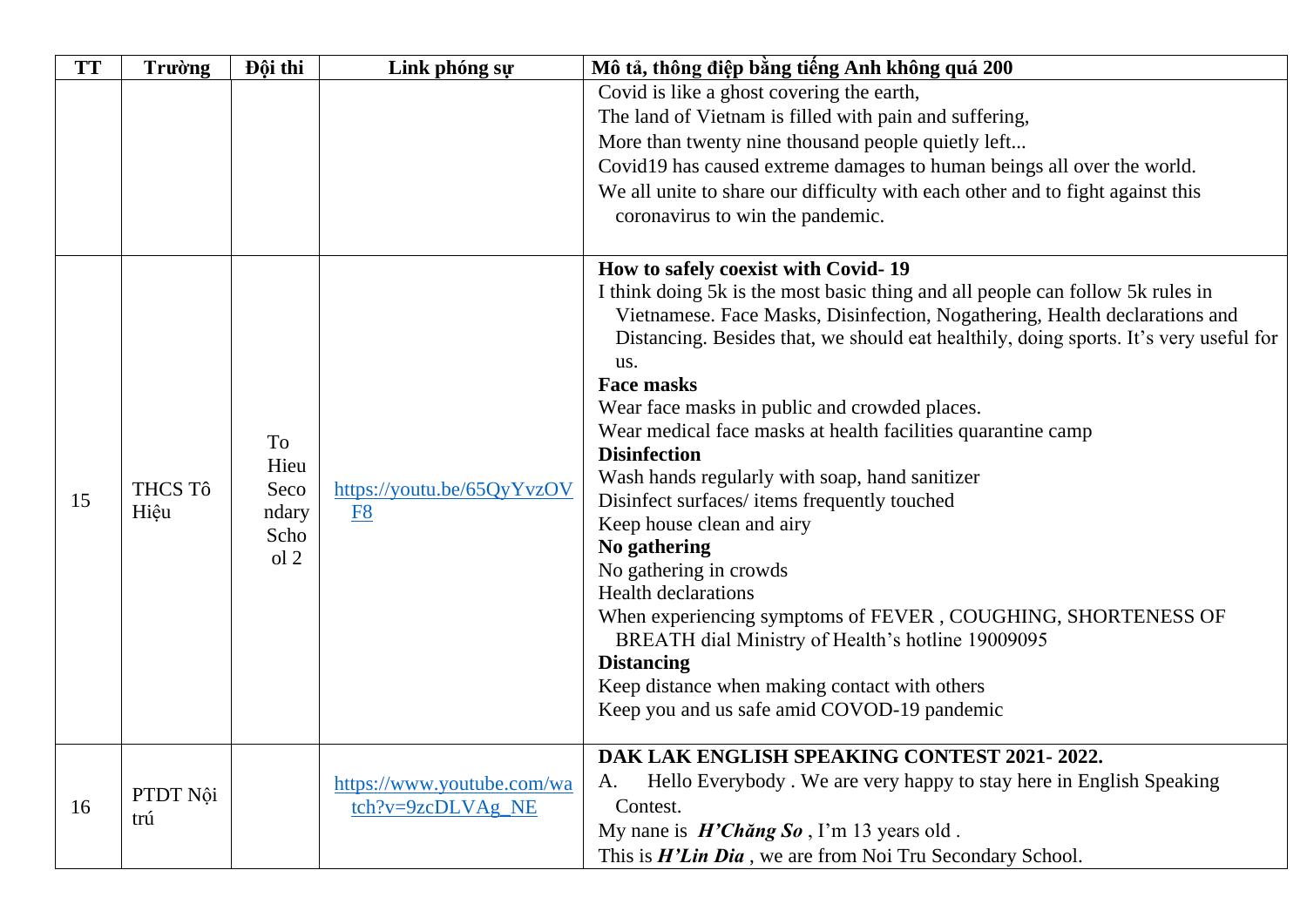| TT | Trường | Đội thi | Link phóng sự | Mô tả, thông điệp bằng tiếng Anh không quá 200 |
|---|---|---|---|---|
| | | | | Covid is like a ghost covering the earth,<br>The land of Vietnam is filled with pain and suffering,<br>More than twenty nine thousand people quietly left...<br>Covid19 has caused extreme damages to human beings all over the world.<br>We all unite to share our difficulty with each other and to fight against this coronavirus to win the pandemic. |
| 15 | THCS Tô Hiệu | To Hieu Secondary School 2 | https://youtu.be/65QyYvzOVF8 | **How to safely coexist with Covid- 19**<br>I think doing 5k is the most basic thing and all people can follow 5k rules in Vietnamese. Face Masks, Disinfection, Nogathering, Health declarations and Distancing. Besides that, we should eat healthily, doing sports. It's very useful for us.<br>**Face masks**<br>Wear face masks in public and crowded places.<br>Wear medical face masks at health facilities quarantine camp<br>**Disinfection**<br>Wash hands regularly with soap, hand sanitizer<br>Disinfect surfaces/ items frequently touched<br>Keep house clean and airy<br>**No gathering**<br>No gathering in crowds<br>Health declarations<br>When experiencing symptoms of FEVER , COUGHING, SHORTENESS OF BREATH dial Ministry of Health's hotline 19009095<br>**Distancing**<br>Keep distance when making contact with others<br>Keep you and us safe amid COVOD-19 pandemic |
| 16 | PTDT Nội trú | | https://www.youtube.com/watch?v=9zcDLVAg_NE | **DAK LAK ENGLISH SPEAKING CONTEST 2021- 2022.**<br>A. Hello Everybody . We are very happy to stay here in English Speaking Contest.<br>My nane is ***H'Chăng So*** , I'm 13 years old .<br>This is ***H'Lin Dia*** , we are from Noi Tru Secondary School. |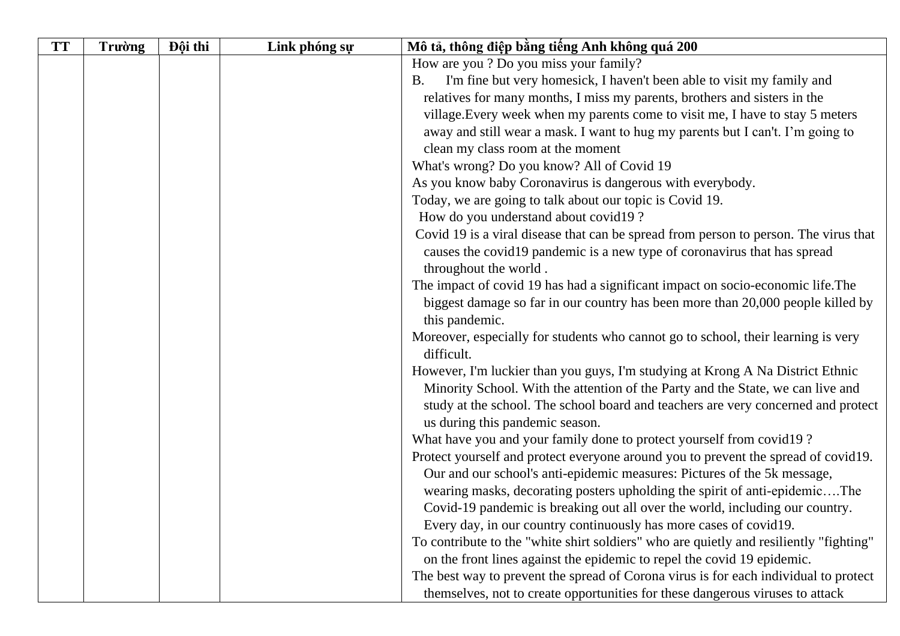| TT | Trường | Đội thi | Link phóng sự | Mô tả, thông điệp bằng tiếng Anh không quá 200 |
|---|---|---|---|---|
| | | | | How are you ? Do you miss your family?<br>B. I'm fine but very homesick, I haven't been able to visit my family and relatives for many months, I miss my parents, brothers and sisters in the village.Every week when my parents come to visit me, I have to stay 5 meters away and still wear a mask. I want to hug my parents but I can't. I'm going to clean my class room at the moment<br>What's wrong? Do you know? All of Covid 19<br>As you know baby Coronavirus is dangerous with everybody.<br>Today, we are going to talk about our topic is Covid 19.<br>How do you understand about covid19 ?<br>Covid 19 is a viral disease that can be spread from person to person. The virus that causes the covid19 pandemic is a new type of coronavirus that has spread throughout the world .<br>The impact of covid 19 has had a significant impact on socio-economic life.The biggest damage so far in our country has been more than 20,000 people killed by this pandemic.<br>Moreover, especially for students who cannot go to school, their learning is very difficult.<br>However, I'm luckier than you guys, I'm studying at Krong A Na District Ethnic Minority School. With the attention of the Party and the State, we can live and study at the school. The school board and teachers are very concerned and protect us during this pandemic season.<br>What have you and your family done to protect yourself from covid19 ?<br>Protect yourself and protect everyone around you to prevent the spread of covid19. Our and our school's anti-epidemic measures: Pictures of the 5k message, wearing masks, decorating posters upholding the spirit of anti-epidemic….The Covid-19 pandemic is breaking out all over the world, including our country. Every day, in our country continuously has more cases of covid19.<br>To contribute to the "white shirt soldiers" who are quietly and resiliently "fighting" on the front lines against the epidemic to repel the covid 19 epidemic.<br>The best way to prevent the spread of Corona virus is for each individual to protect themselves, not to create opportunities for these dangerous viruses to attack |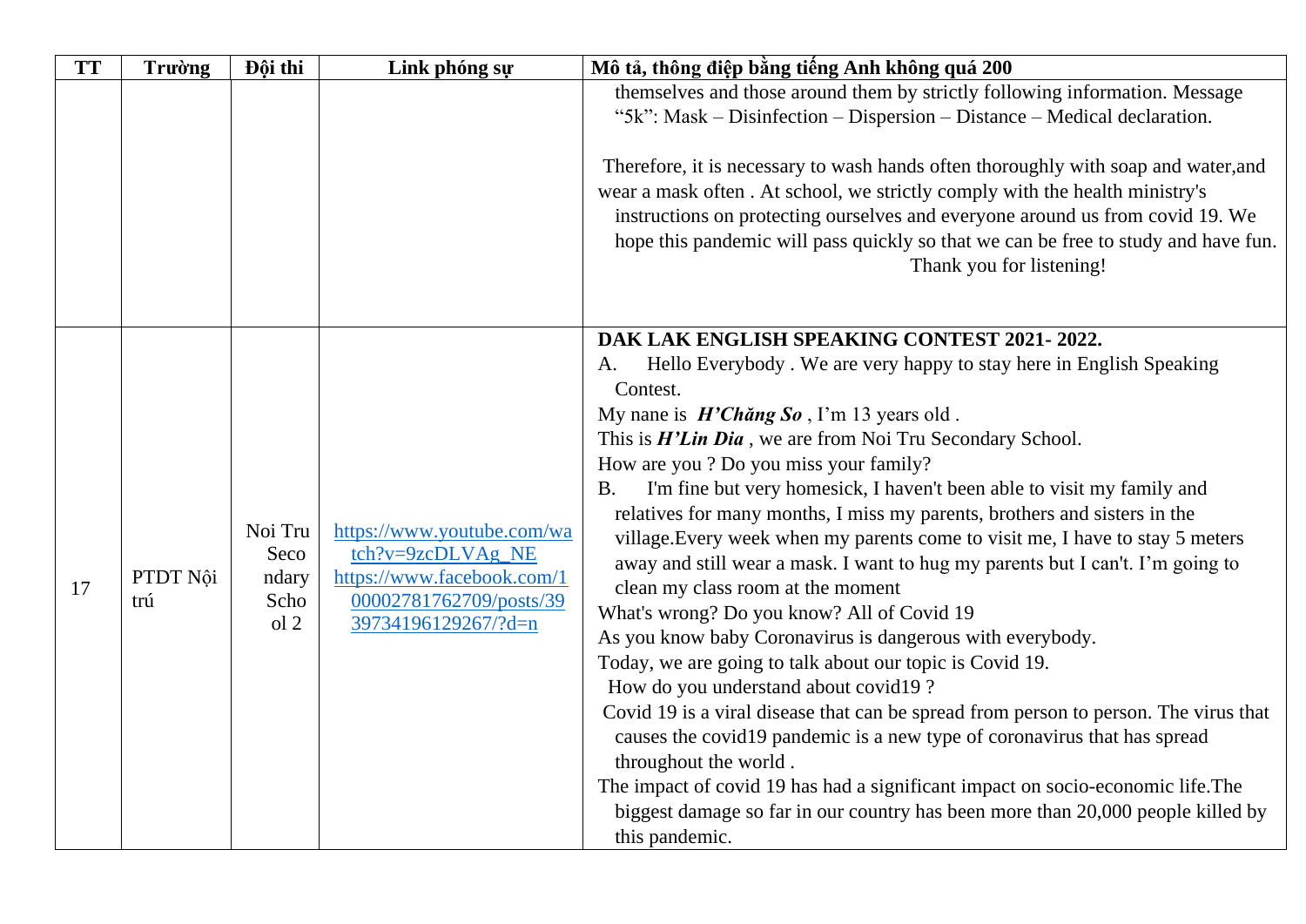| TT | Trường | Đội thi | Link phóng sự | Mô tả, thông điệp bằng tiếng Anh không quá 200 |
|---|---|---|---|---|
| | | | | themselves and those around them by strictly following information. Message "5k": Mask – Disinfection – Dispersion – Distance – Medical declaration.<br><br>Therefore, it is necessary to wash hands often thoroughly with soap and water,and wear a mask often . At school, we strictly comply with the health ministry's instructions on protecting ourselves and everyone around us from covid 19. We hope this pandemic will pass quickly so that we can be free to study and have fun.<br>Thank you for listening! |
| 17 | PTDT Nội trú | Noi Tru Secondary School 2 | https://www.youtube.com/watch?v=9zcDLVAg_NE<br>https://www.facebook.com/100002781762709/posts/3939734196129267/?d=n | **DAK LAK ENGLISH SPEAKING CONTEST 2021- 2022.**<br>A. Hello Everybody . We are very happy to stay here in English Speaking Contest.<br>My nane is ***H'Chăng So*** , I'm 13 years old .<br>This is ***H'Lin Dia*** , we are from Noi Tru Secondary School.<br>How are you ? Do you miss your family?<br>B. I'm fine but very homesick, I haven't been able to visit my family and relatives for many months, I miss my parents, brothers and sisters in the village.Every week when my parents come to visit me, I have to stay 5 meters away and still wear a mask. I want to hug my parents but I can't. I'm going to clean my class room at the moment<br>What's wrong? Do you know? All of Covid 19<br>As you know baby Coronavirus is dangerous with everybody.<br>Today, we are going to talk about our topic is Covid 19.<br>How do you understand about covid19 ?<br>Covid 19 is a viral disease that can be spread from person to person. The virus that causes the covid19 pandemic is a new type of coronavirus that has spread throughout the world .<br>The impact of covid 19 has had a significant impact on socio-economic life.The biggest damage so far in our country has been more than 20,000 people killed by this pandemic. |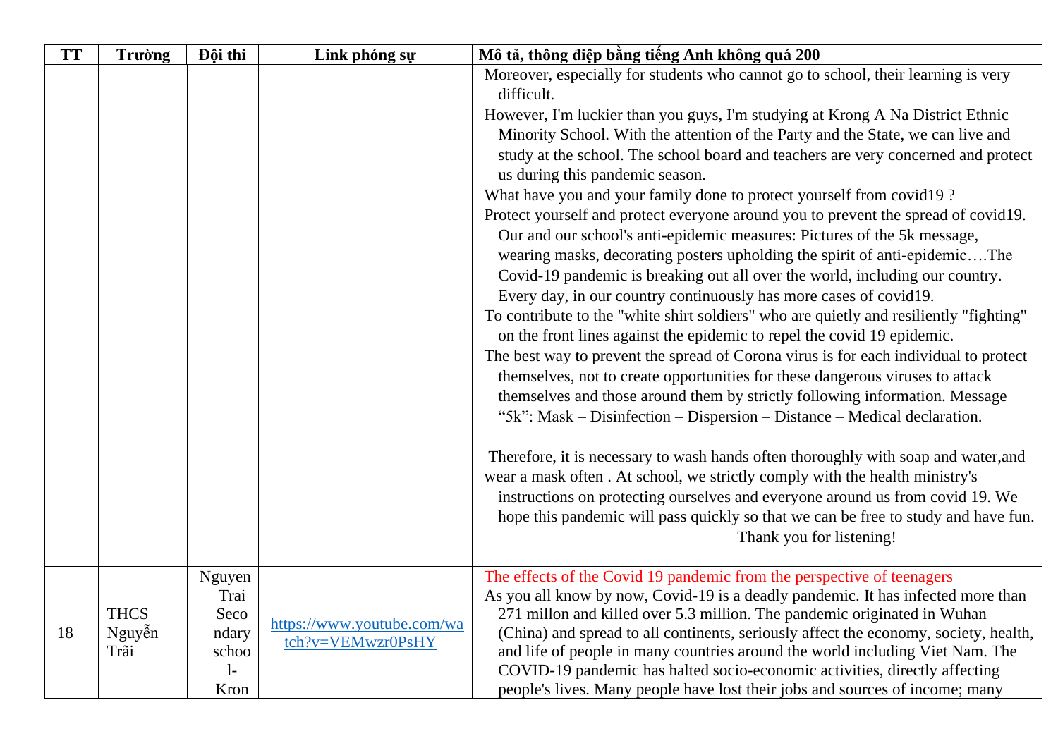| TT | Trường | Đội thi | Link phóng sự | Mô tả, thông điệp bằng tiếng Anh không quá 200 |
|---|---|---|---|---|
| | | | | Moreover, especially for students who cannot go to school, their learning is very difficult.<br>However, I'm luckier than you guys, I'm studying at Krong A Na District Ethnic Minority School. With the attention of the Party and the State, we can live and study at the school. The school board and teachers are very concerned and protect us during this pandemic season.<br>What have you and your family done to protect yourself from covid19 ?<br>Protect yourself and protect everyone around you to prevent the spread of covid19. Our and our school's anti-epidemic measures: Pictures of the 5k message, wearing masks, decorating posters upholding the spirit of anti-epidemic….The Covid-19 pandemic is breaking out all over the world, including our country. Every day, in our country continuously has more cases of covid19.<br>To contribute to the "white shirt soldiers" who are quietly and resiliently "fighting" on the front lines against the epidemic to repel the covid 19 epidemic.<br>The best way to prevent the spread of Corona virus is for each individual to protect themselves, not to create opportunities for these dangerous viruses to attack themselves and those around them by strictly following information. Message "5k": Mask – Disinfection – Dispersion – Distance – Medical declaration.<br><br>Therefore, it is necessary to wash hands often thoroughly with soap and water,and wear a mask often . At school, we strictly comply with the health ministry's instructions on protecting ourselves and everyone around us from covid 19. We hope this pandemic will pass quickly so that we can be free to study and have fun.<br>Thank you for listening! |
| 18 | THCS Nguyễn Trãi | Nguyen Trai Secondary school-Kron | https://www.youtube.com/watch?v=VEMwzr0PsHY | The effects of the Covid 19 pandemic from the perspective of teenagers<br>As you all know by now, Covid-19 is a deadly pandemic. It has infected more than 271 millon and killed over 5.3 million. The pandemic originated in Wuhan (China) and spread to all continents, seriously affect the economy, society, health, and life of people in many countries around the world including Viet Nam. The COVID-19 pandemic has halted socio-economic activities, directly affecting people's lives. Many people have lost their jobs and sources of income; many |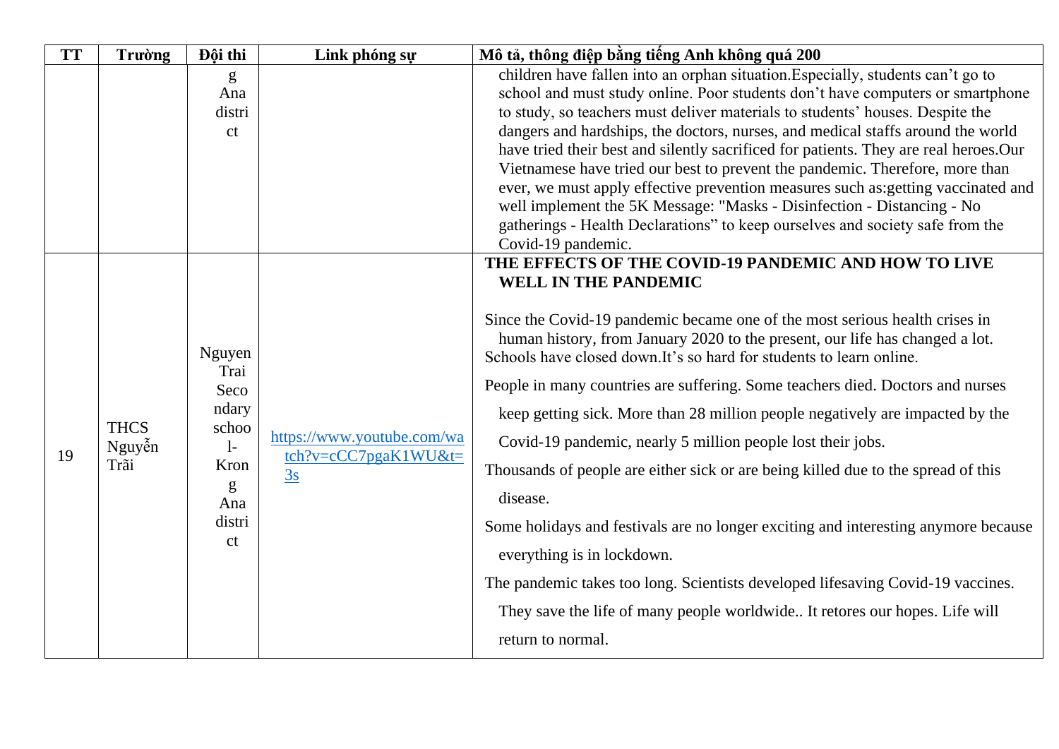| TT | Trường | Đội thi | Link phóng sự | Mô tả, thông điệp bằng tiếng Anh không quá 200 |
|---|---|---|---|---|
| | | g Ana district | | children have fallen into an orphan situation.Especially, students can't go to school and must study online. Poor students don't have computers or smartphone to study, so teachers must deliver materials to students' houses. Despite the dangers and hardships, the doctors, nurses, and medical staffs around the world have tried their best and silently sacrificed for patients. They are real heroes.Our Vietnamese have tried our best to prevent the pandemic. Therefore, more than ever, we must apply effective prevention measures such as:getting vaccinated and well implement the 5K Message: "Masks - Disinfection - Distancing - No gatherings - Health Declarations" to keep ourselves and society safe from the Covid-19 pandemic. |
| 19 | THCS Nguyễn Trãi | Nguyen Trai Secondary school- Krong Ana district | https://www.youtube.com/watch?v=cCC7pgaK1WU&t=3s | **THE EFFECTS OF THE COVID-19 PANDEMIC AND HOW TO LIVE WELL IN THE PANDEMIC**<br><br>Since the Covid-19 pandemic became one of the most serious health crises in human history, from January 2020 to the present, our life has changed a lot. Schools have closed down.It's so hard for students to learn online.<br>People in many countries are suffering. Some teachers died. Doctors and nurses keep getting sick. More than 28 million people negatively are impacted by the Covid-19 pandemic, nearly 5 million people lost their jobs.<br>Thousands of people are either sick or are being killed due to the spread of this disease.<br>Some holidays and festivals are no longer exciting and interesting anymore because everything is in lockdown.<br>The pandemic takes too long. Scientists developed lifesaving Covid-19 vaccines. They save the life of many people worldwide.. It retores our hopes. Life will return to normal. |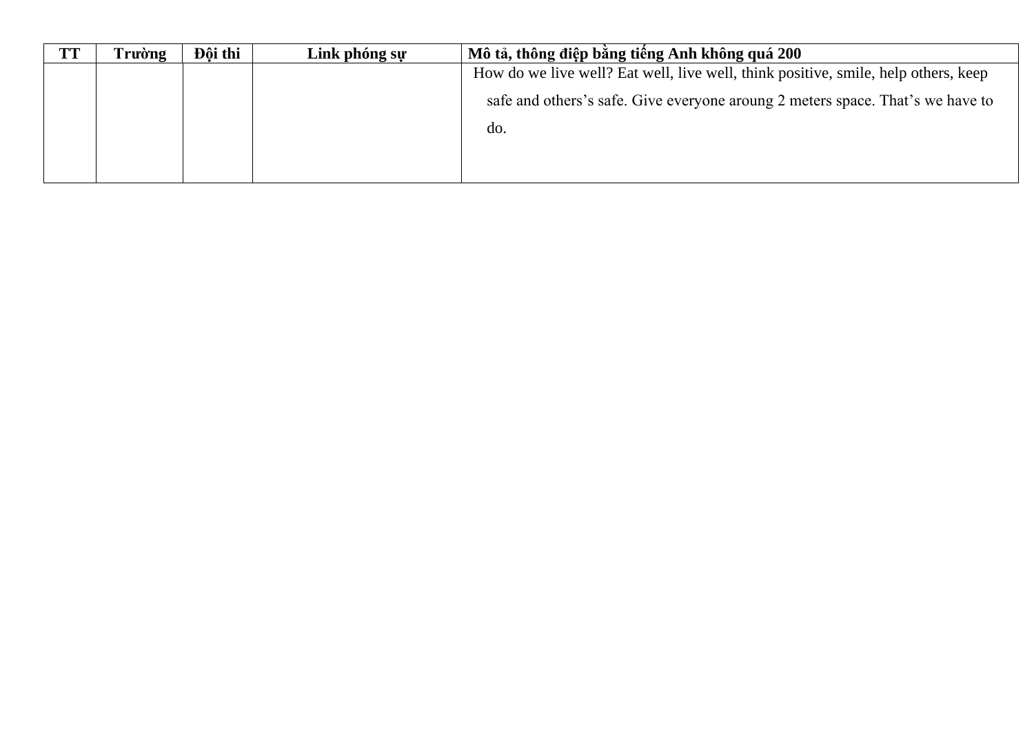| TT | Trường | Đội thi | Link phóng sự | Mô tả, thông điệp bằng tiếng Anh không quá 200 |
|---|---|---|---|---|
| | | | | How do we live well? Eat well, live well, think positive, smile, help others, keep safe and others's safe. Give everyone aroung 2 meters space. That's we have to do. |